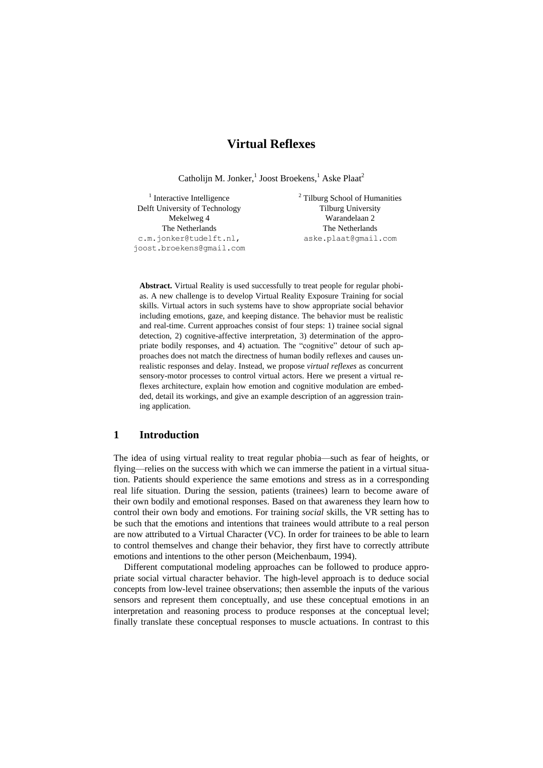# Virtual Reflexes

Catholijn M. Jonker,[1] Joost Broekens,[1] Aske Plaat[2]

[1] Interactive Intelligence
Delft University of Technology
Mekelweg 4
The Netherlands
c.m.jonker@tudelft.nl,
joost.broekens@gmail.com

[2] Tilburg School of Humanities
Tilburg University
Warandelaan 2
The Netherlands
aske.plaat@gmail.com

**Abstract.** Virtual Reality is used successfully to treat people for regular phobias. A new challenge is to develop Virtual Reality Exposure Training for social skills. Virtual actors in such systems have to show appropriate social behavior including emotions, gaze, and keeping distance. The behavior must be realistic and real-time. Current approaches consist of four steps: 1) trainee social signal detection, 2) cognitive-affective interpretation, 3) determination of the appropriate bodily responses, and 4) actuation. The "cognitive" detour of such approaches does not match the directness of human bodily reflexes and causes unrealistic responses and delay. Instead, we propose *virtual reflexes* as concurrent sensory-motor processes to control virtual actors. Here we present a virtual reflexes architecture, explain how emotion and cognitive modulation are embedded, detail its workings, and give an example description of an aggression training application.

## 1 Introduction

The idea of using virtual reality to treat regular phobia—such as fear of heights, or flying—relies on the success with which we can immerse the patient in a virtual situation. Patients should experience the same emotions and stress as in a corresponding real life situation. During the session, patients (trainees) learn to become aware of their own bodily and emotional responses. Based on that awareness they learn how to control their own body and emotions. For training *social* skills, the VR setting has to be such that the emotions and intentions that trainees would attribute to a real person are now attributed to a Virtual Character (VC). In order for trainees to be able to learn to control themselves and change their behavior, they first have to correctly attribute emotions and intentions to the other person (Meichenbaum, 1994).

Different computational modeling approaches can be followed to produce appropriate social virtual character behavior. The high-level approach is to deduce social concepts from low-level trainee observations; then assemble the inputs of the various sensors and represent them conceptually, and use these conceptual emotions in an interpretation and reasoning process to produce responses at the conceptual level; finally translate these conceptual responses to muscle actuations. In contrast to this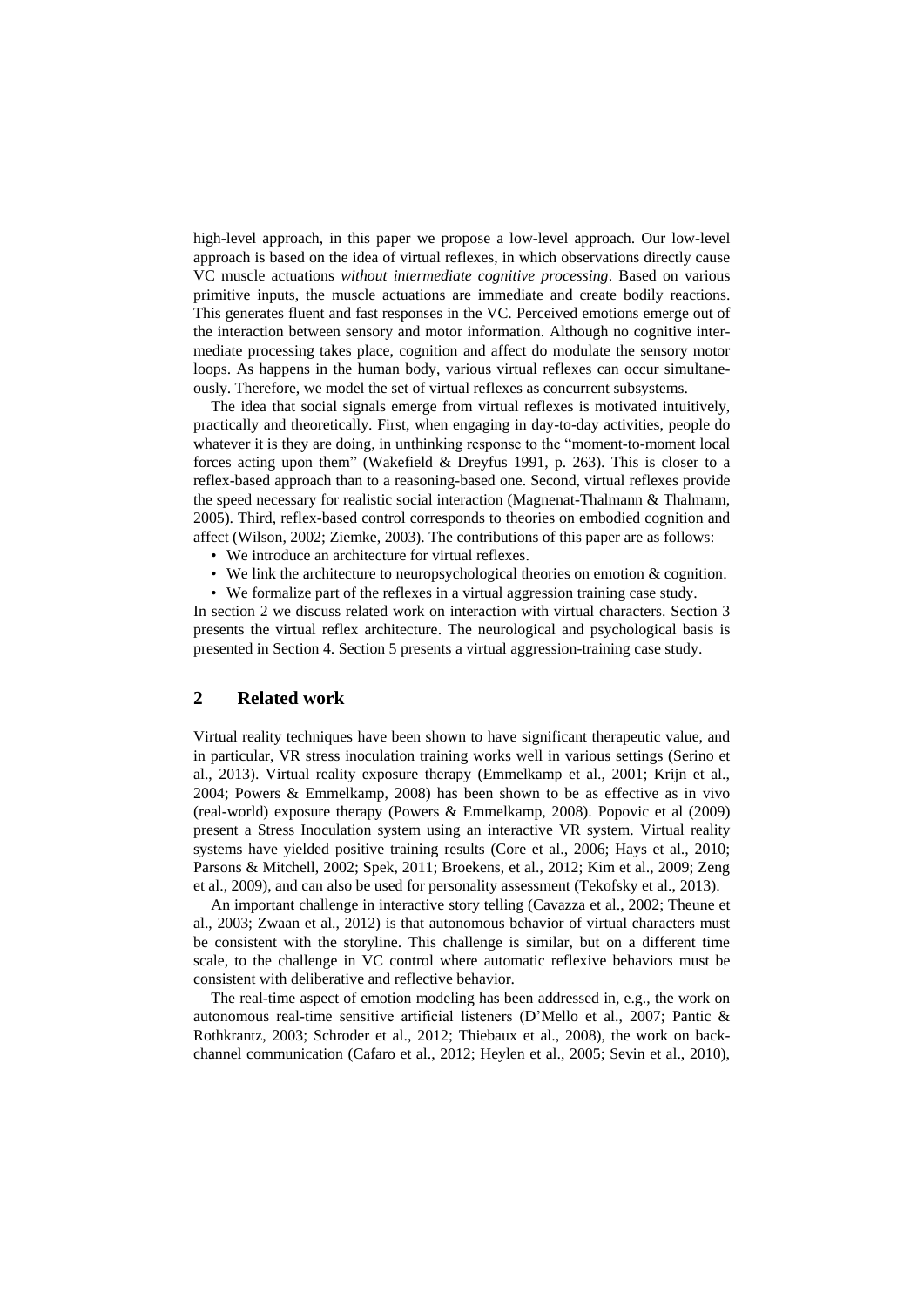high-level approach, in this paper we propose a low-level approach. Our low-level approach is based on the idea of virtual reflexes, in which observations directly cause VC muscle actuations *without intermediate cognitive processing*. Based on various primitive inputs, the muscle actuations are immediate and create bodily reactions. This generates fluent and fast responses in the VC. Perceived emotions emerge out of the interaction between sensory and motor information. Although no cognitive intermediate processing takes place, cognition and affect do modulate the sensory motor loops. As happens in the human body, various virtual reflexes can occur simultaneously. Therefore, we model the set of virtual reflexes as concurrent subsystems.

The idea that social signals emerge from virtual reflexes is motivated intuitively, practically and theoretically. First, when engaging in day-to-day activities, people do whatever it is they are doing, in unthinking response to the "moment-to-moment local forces acting upon them" (Wakefield & Dreyfus 1991, p. 263). This is closer to a reflex-based approach than to a reasoning-based one. Second, virtual reflexes provide the speed necessary for realistic social interaction (Magnenat-Thalmann & Thalmann, 2005). Third, reflex-based control corresponds to theories on embodied cognition and affect (Wilson, 2002; Ziemke, 2003). The contributions of this paper are as follows:

- We introduce an architecture for virtual reflexes.
- We link the architecture to neuropsychological theories on emotion & cognition.
- We formalize part of the reflexes in a virtual aggression training case study.

In section 2 we discuss related work on interaction with virtual characters. Section 3 presents the virtual reflex architecture. The neurological and psychological basis is presented in Section 4. Section 5 presents a virtual aggression-training case study.

## 2 Related work

Virtual reality techniques have been shown to have significant therapeutic value, and in particular, VR stress inoculation training works well in various settings (Serino et al., 2013). Virtual reality exposure therapy (Emmelkamp et al., 2001; Krijn et al., 2004; Powers & Emmelkamp, 2008) has been shown to be as effective as in vivo (real-world) exposure therapy (Powers & Emmelkamp, 2008). Popovic et al (2009) present a Stress Inoculation system using an interactive VR system. Virtual reality systems have yielded positive training results (Core et al., 2006; Hays et al., 2010; Parsons & Mitchell, 2002; Spek, 2011; Broekens, et al., 2012; Kim et al., 2009; Zeng et al., 2009), and can also be used for personality assessment (Tekofsky et al., 2013).

An important challenge in interactive story telling (Cavazza et al., 2002; Theune et al., 2003; Zwaan et al., 2012) is that autonomous behavior of virtual characters must be consistent with the storyline. This challenge is similar, but on a different time scale, to the challenge in VC control where automatic reflexive behaviors must be consistent with deliberative and reflective behavior.

The real-time aspect of emotion modeling has been addressed in, e.g., the work on autonomous real-time sensitive artificial listeners (D'Mello et al., 2007; Pantic & Rothkrantz, 2003; Schroder et al., 2012; Thiebaux et al., 2008), the work on backchannel communication (Cafaro et al., 2012; Heylen et al., 2005; Sevin et al., 2010),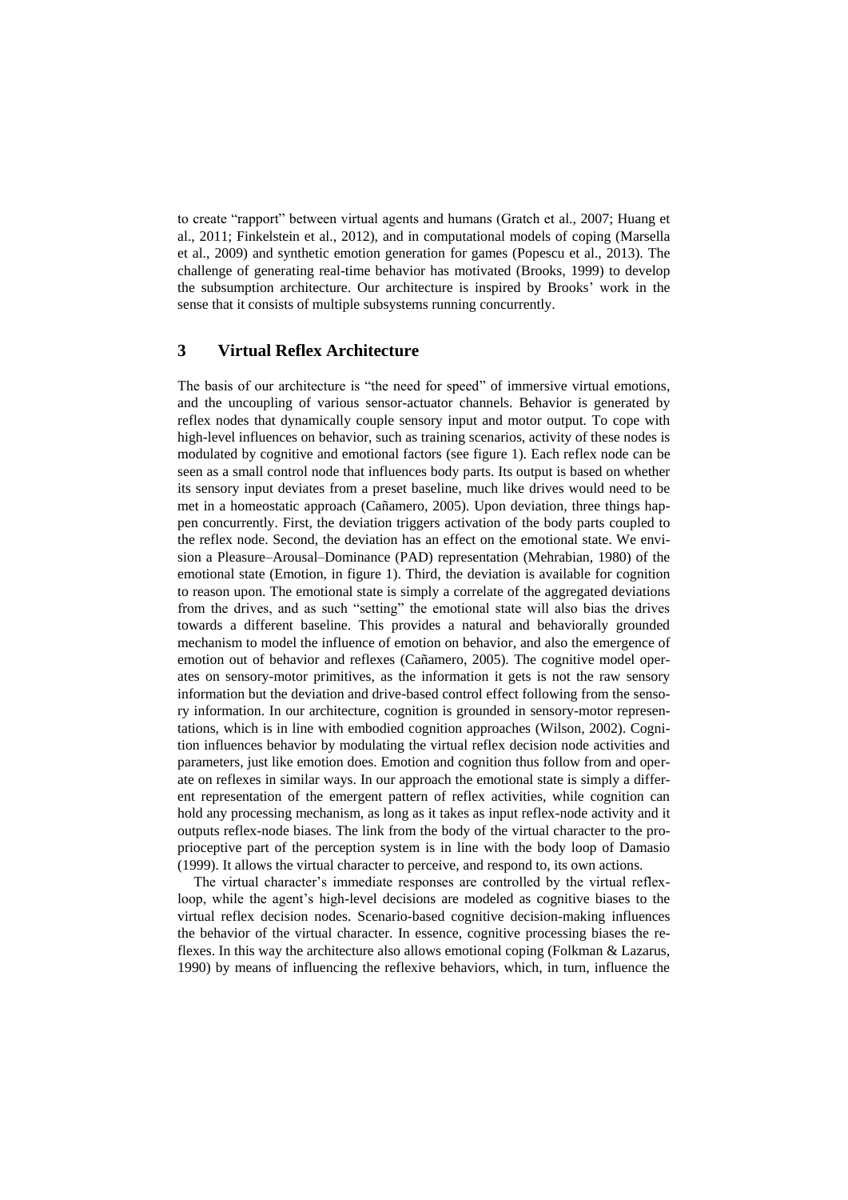to create "rapport" between virtual agents and humans (Gratch et al., 2007; Huang et al., 2011; Finkelstein et al., 2012), and in computational models of coping (Marsella et al., 2009) and synthetic emotion generation for games (Popescu et al., 2013). The challenge of generating real-time behavior has motivated (Brooks, 1999) to develop the subsumption architecture. Our architecture is inspired by Brooks' work in the sense that it consists of multiple subsystems running concurrently.

## 3 Virtual Reflex Architecture

The basis of our architecture is "the need for speed" of immersive virtual emotions, and the uncoupling of various sensor-actuator channels. Behavior is generated by reflex nodes that dynamically couple sensory input and motor output. To cope with high-level influences on behavior, such as training scenarios, activity of these nodes is modulated by cognitive and emotional factors (see figure 1). Each reflex node can be seen as a small control node that influences body parts. Its output is based on whether its sensory input deviates from a preset baseline, much like drives would need to be met in a homeostatic approach (Cañamero, 2005). Upon deviation, three things happen concurrently. First, the deviation triggers activation of the body parts coupled to the reflex node. Second, the deviation has an effect on the emotional state. We envision a Pleasure–Arousal–Dominance (PAD) representation (Mehrabian, 1980) of the emotional state (Emotion, in figure 1). Third, the deviation is available for cognition to reason upon. The emotional state is simply a correlate of the aggregated deviations from the drives, and as such "setting" the emotional state will also bias the drives towards a different baseline. This provides a natural and behaviorally grounded mechanism to model the influence of emotion on behavior, and also the emergence of emotion out of behavior and reflexes (Cañamero, 2005). The cognitive model operates on sensory-motor primitives, as the information it gets is not the raw sensory information but the deviation and drive-based control effect following from the sensory information. In our architecture, cognition is grounded in sensory-motor representations, which is in line with embodied cognition approaches (Wilson, 2002). Cognition influences behavior by modulating the virtual reflex decision node activities and parameters, just like emotion does. Emotion and cognition thus follow from and operate on reflexes in similar ways. In our approach the emotional state is simply a different representation of the emergent pattern of reflex activities, while cognition can hold any processing mechanism, as long as it takes as input reflex-node activity and it outputs reflex-node biases. The link from the body of the virtual character to the proprioceptive part of the perception system is in line with the body loop of Damasio (1999). It allows the virtual character to perceive, and respond to, its own actions.

The virtual character's immediate responses are controlled by the virtual reflex-loop, while the agent's high-level decisions are modeled as cognitive biases to the virtual reflex decision nodes. Scenario-based cognitive decision-making influences the behavior of the virtual character. In essence, cognitive processing biases the reflexes. In this way the architecture also allows emotional coping (Folkman & Lazarus, 1990) by means of influencing the reflexive behaviors, which, in turn, influence the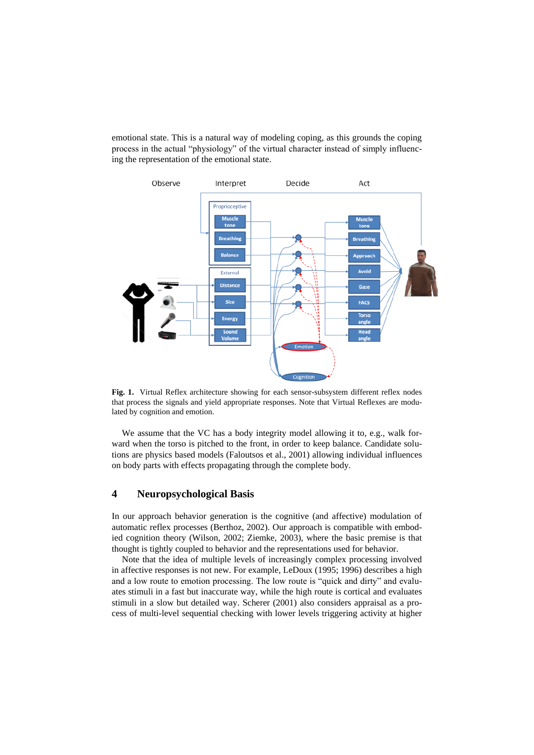emotional state. This is a natural way of modeling coping, as this grounds the coping process in the actual "physiology" of the virtual character instead of simply influencing the representation of the emotional state.

**Fig. 1.** Virtual Reflex architecture showing for each sensor-subsystem different reflex nodes that process the signals and yield appropriate responses. Note that Virtual Reflexes are modulated by cognition and emotion.

We assume that the VC has a body integrity model allowing it to, e.g., walk forward when the torso is pitched to the front, in order to keep balance. Candidate solutions are physics based models (Faloutsos et al., 2001) allowing individual influences on body parts with effects propagating through the complete body.

## 4 Neuropsychological Basis

In our approach behavior generation is the cognitive (and affective) modulation of automatic reflex processes (Berthoz, 2002). Our approach is compatible with embodied cognition theory (Wilson, 2002; Ziemke, 2003), where the basic premise is that thought is tightly coupled to behavior and the representations used for behavior.

Note that the idea of multiple levels of increasingly complex processing involved in affective responses is not new. For example, LeDoux (1995; 1996) describes a high and a low route to emotion processing. The low route is "quick and dirty" and evaluates stimuli in a fast but inaccurate way, while the high route is cortical and evaluates stimuli in a slow but detailed way. Scherer (2001) also considers appraisal as a process of multi-level sequential checking with lower levels triggering activity at higher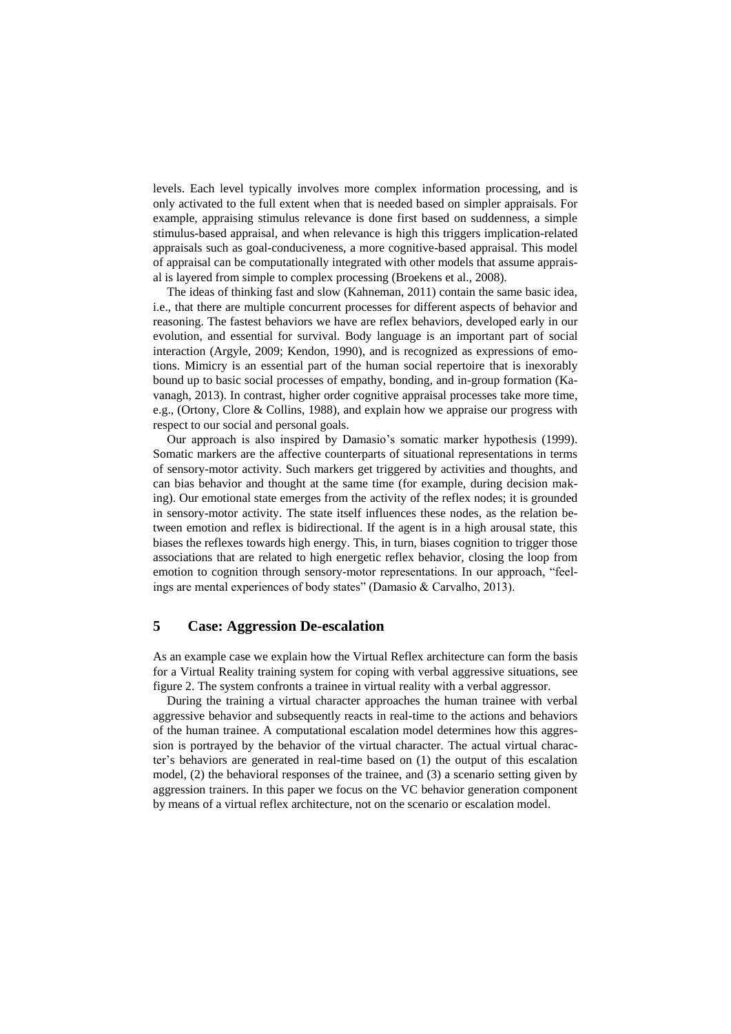levels. Each level typically involves more complex information processing, and is only activated to the full extent when that is needed based on simpler appraisals. For example, appraising stimulus relevance is done first based on suddenness, a simple stimulus-based appraisal, and when relevance is high this triggers implication-related appraisals such as goal-conduciveness, a more cognitive-based appraisal. This model of appraisal can be computationally integrated with other models that assume appraisal is layered from simple to complex processing (Broekens et al., 2008).

The ideas of thinking fast and slow (Kahneman, 2011) contain the same basic idea, i.e., that there are multiple concurrent processes for different aspects of behavior and reasoning. The fastest behaviors we have are reflex behaviors, developed early in our evolution, and essential for survival. Body language is an important part of social interaction (Argyle, 2009; Kendon, 1990), and is recognized as expressions of emotions. Mimicry is an essential part of the human social repertoire that is inexorably bound up to basic social processes of empathy, bonding, and in-group formation (Kavanagh, 2013). In contrast, higher order cognitive appraisal processes take more time, e.g., (Ortony, Clore & Collins, 1988), and explain how we appraise our progress with respect to our social and personal goals.

Our approach is also inspired by Damasio's somatic marker hypothesis (1999). Somatic markers are the affective counterparts of situational representations in terms of sensory-motor activity. Such markers get triggered by activities and thoughts, and can bias behavior and thought at the same time (for example, during decision making). Our emotional state emerges from the activity of the reflex nodes; it is grounded in sensory-motor activity. The state itself influences these nodes, as the relation between emotion and reflex is bidirectional. If the agent is in a high arousal state, this biases the reflexes towards high energy. This, in turn, biases cognition to trigger those associations that are related to high energetic reflex behavior, closing the loop from emotion to cognition through sensory-motor representations. In our approach, "feelings are mental experiences of body states" (Damasio & Carvalho, 2013).

## 5 Case: Aggression De-escalation

As an example case we explain how the Virtual Reflex architecture can form the basis for a Virtual Reality training system for coping with verbal aggressive situations, see figure 2. The system confronts a trainee in virtual reality with a verbal aggressor.

During the training a virtual character approaches the human trainee with verbal aggressive behavior and subsequently reacts in real-time to the actions and behaviors of the human trainee. A computational escalation model determines how this aggression is portrayed by the behavior of the virtual character. The actual virtual character's behaviors are generated in real-time based on (1) the output of this escalation model, (2) the behavioral responses of the trainee, and (3) a scenario setting given by aggression trainers. In this paper we focus on the VC behavior generation component by means of a virtual reflex architecture, not on the scenario or escalation model.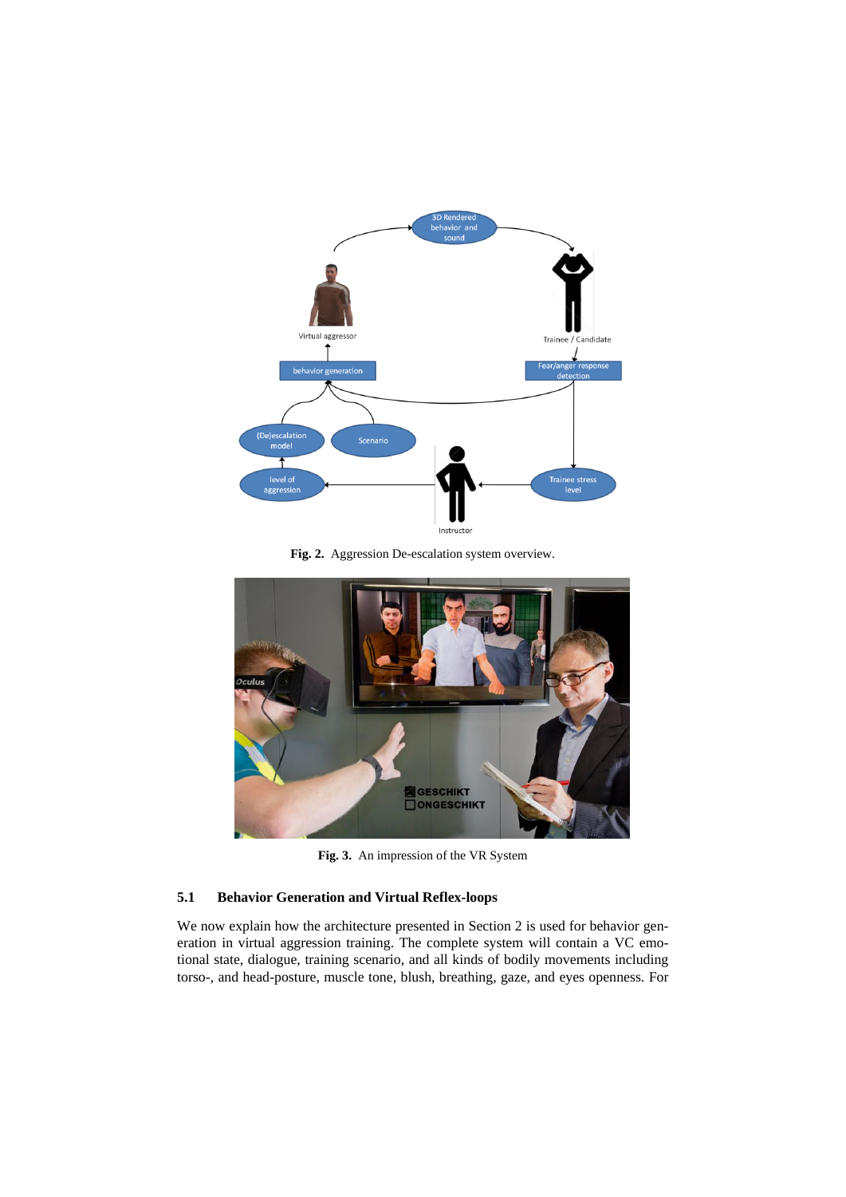**Fig. 2.** Aggression De-escalation system overview.

**Fig. 3.** An impression of the VR System

### 5.1 Behavior Generation and Virtual Reflex-loops

We now explain how the architecture presented in Section 2 is used for behavior generation in virtual aggression training. The complete system will contain a VC emotional state, dialogue, training scenario, and all kinds of bodily movements including torso-, and head-posture, muscle tone, blush, breathing, gaze, and eyes openness. For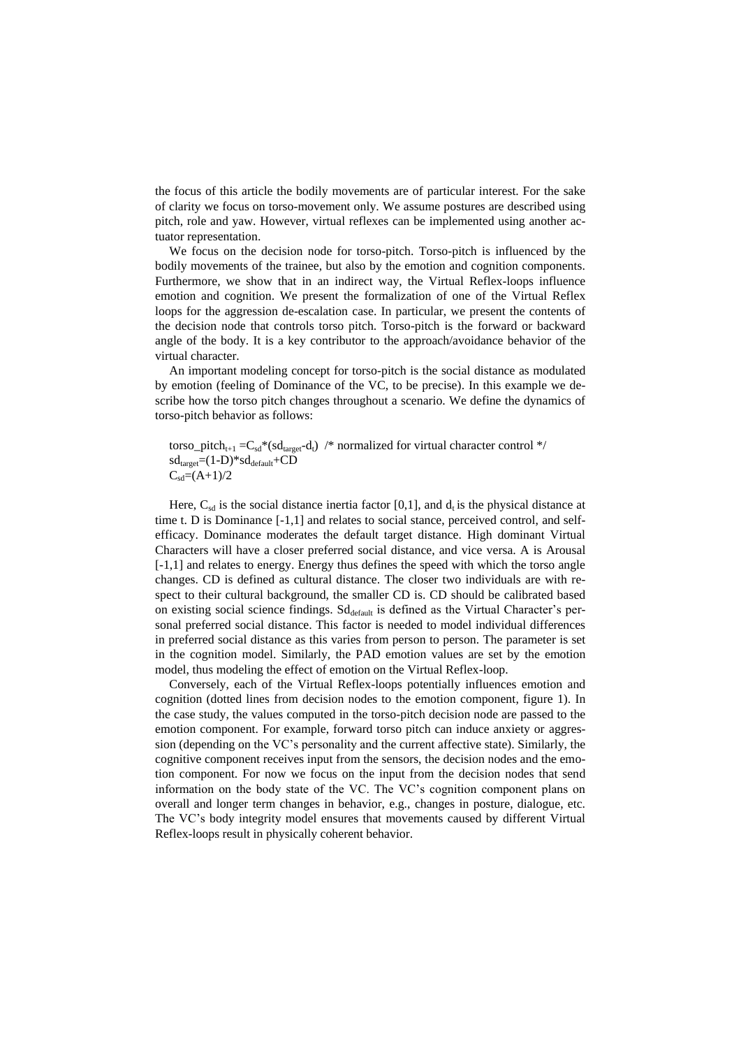the focus of this article the bodily movements are of particular interest. For the sake of clarity we focus on torso-movement only. We assume postures are described using pitch, role and yaw. However, virtual reflexes can be implemented using another actuator representation.

We focus on the decision node for torso-pitch. Torso-pitch is influenced by the bodily movements of the trainee, but also by the emotion and cognition components. Furthermore, we show that in an indirect way, the Virtual Reflex-loops influence emotion and cognition. We present the formalization of one of the Virtual Reflex loops for the aggression de-escalation case. In particular, we present the contents of the decision node that controls torso pitch. Torso-pitch is the forward or backward angle of the body. It is a key contributor to the approach/avoidance behavior of the virtual character.

An important modeling concept for torso-pitch is the social distance as modulated by emotion (feeling of Dominance of the VC, to be precise). In this example we describe how the torso pitch changes throughout a scenario. We define the dynamics of torso-pitch behavior as follows:

$torso\_pitch_{t+1} = C_{sd} * (sd_{target} - d_t)$ /* normalized for virtual character control */
$sd_{target} = (1-D) * sd_{default} + CD$
$C_{sd} = (A+1)/2$

Here, $C_{sd}$ is the social distance inertia factor [0,1], and $d_t$ is the physical distance at time t. D is Dominance [-1,1] and relates to social stance, perceived control, and self-efficacy. Dominance moderates the default target distance. High dominant Virtual Characters will have a closer preferred social distance, and vice versa. A is Arousal [-1,1] and relates to energy. Energy thus defines the speed with which the torso angle changes. CD is defined as cultural distance. The closer two individuals are with respect to their cultural background, the smaller CD is. CD should be calibrated based on existing social science findings. $Sd_{default}$ is defined as the Virtual Character's personal preferred social distance. This factor is needed to model individual differences in preferred social distance as this varies from person to person. The parameter is set in the cognition model. Similarly, the PAD emotion values are set by the emotion model, thus modeling the effect of emotion on the Virtual Reflex-loop.

Conversely, each of the Virtual Reflex-loops potentially influences emotion and cognition (dotted lines from decision nodes to the emotion component, figure 1). In the case study, the values computed in the torso-pitch decision node are passed to the emotion component. For example, forward torso pitch can induce anxiety or aggression (depending on the VC's personality and the current affective state). Similarly, the cognitive component receives input from the sensors, the decision nodes and the emotion component. For now we focus on the input from the decision nodes that send information on the body state of the VC. The VC's cognition component plans on overall and longer term changes in behavior, e.g., changes in posture, dialogue, etc. The VC's body integrity model ensures that movements caused by different Virtual Reflex-loops result in physically coherent behavior.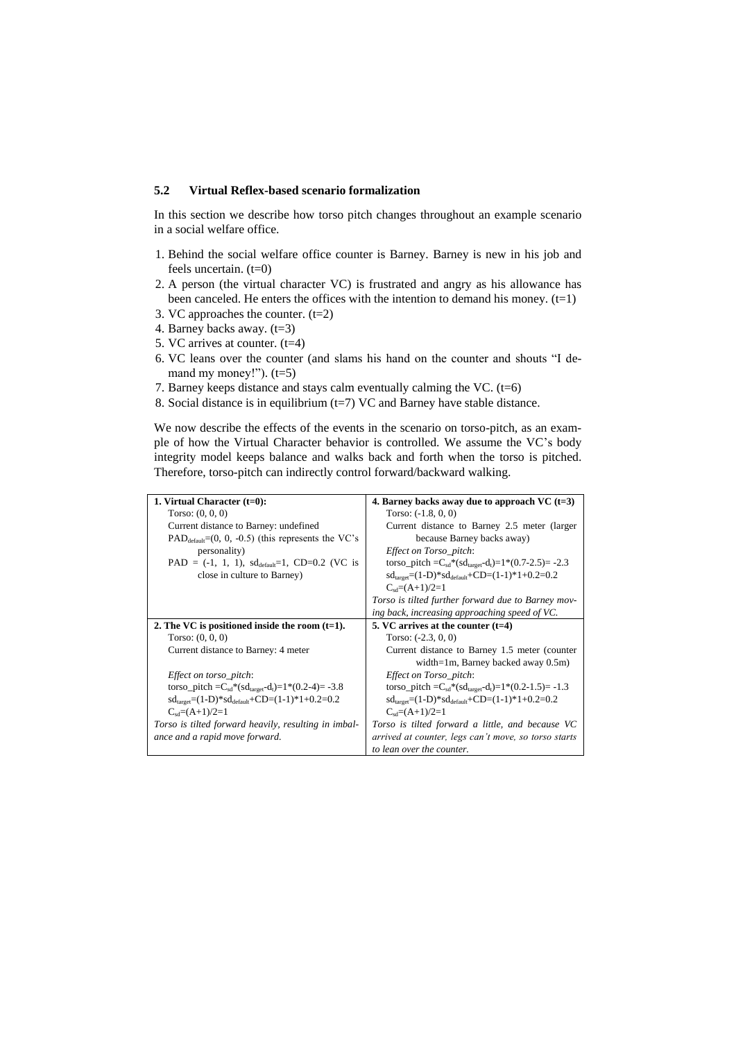### 5.2 Virtual Reflex-based scenario formalization

In this section we describe how torso pitch changes throughout an example scenario in a social welfare office.

1. Behind the social welfare office counter is Barney. Barney is new in his job and feels uncertain. (t=0)
2. A person (the virtual character VC) is frustrated and angry as his allowance has been canceled. He enters the offices with the intention to demand his money. (t=1)
3. VC approaches the counter. (t=2)
4. Barney backs away. (t=3)
5. VC arrives at counter. (t=4)
6. VC leans over the counter (and slams his hand on the counter and shouts "I demand my money!"). (t=5)
7. Barney keeps distance and stays calm eventually calming the VC. (t=6)
8. Social distance is in equilibrium (t=7) VC and Barney have stable distance.

We now describe the effects of the events in the scenario on torso-pitch, as an example of how the Virtual Character behavior is controlled. We assume the VC's body integrity model keeps balance and walks back and forth when the torso is pitched. Therefore, torso-pitch can indirectly control forward/backward walking.

| | |
|---|---|
| **1. Virtual Character (t=0):**<br>Torso: (0, 0, 0)<br>Current distance to Barney: undefined<br>$PAD_{default}$=(0, 0, -0.5) (this represents the VC's personality)<br>PAD = (-1, 1, 1), $sd_{default}$=1, CD=0.2 (VC is close in culture to Barney) | **4. Barney backs away due to approach VC (t=3)**<br>Torso: (-1.8, 0, 0)<br>Current distance to Barney 2.5 meter (larger because Barney backs away)<br>*Effect on Torso_pitch*:<br>torso_pitch $=C_{sd}*(sd_{target}-d_t)=1*(0.7-2.5)=-2.3$<br>$sd_{target}=(1-D)*sd_{default}+CD=(1-1)*1+0.2=0.2$<br>$C_{sd}=(A+1)/2=1$<br>*Torso is tilted further forward due to Barney moving back, increasing approaching speed of VC.* |
| **2. The VC is positioned inside the room (t=1).**<br>Torso: (0, 0, 0)<br>Current distance to Barney: 4 meter<br><br>*Effect on torso_pitch*:<br>torso_pitch $=C_{sd}*(sd_{target}-d_t)=1*(0.2-4)=-3.8$<br>$sd_{target}=(1-D)*sd_{default}+CD=(1-1)*1+0.2=0.2$<br>$C_{sd}=(A+1)/2=1$<br>*Torso is tilted forward heavily, resulting in imbalance and a rapid move forward.* | **5. VC arrives at the counter (t=4)**<br>Torso: (-2.3, 0, 0)<br>Current distance to Barney 1.5 meter (counter width=1m, Barney backed away 0.5m)<br>*Effect on Torso_pitch*:<br>torso_pitch $=C_{sd}*(sd_{target}-d_t)=1*(0.2-1.5)=-1.3$<br>$sd_{target}=(1-D)*sd_{default}+CD=(1-1)*1+0.2=0.2$<br>$C_{sd}=(A+1)/2=1$<br>*Torso is tilted forward a little, and because VC arrived at counter, legs can't move, so torso starts to lean over the counter.* |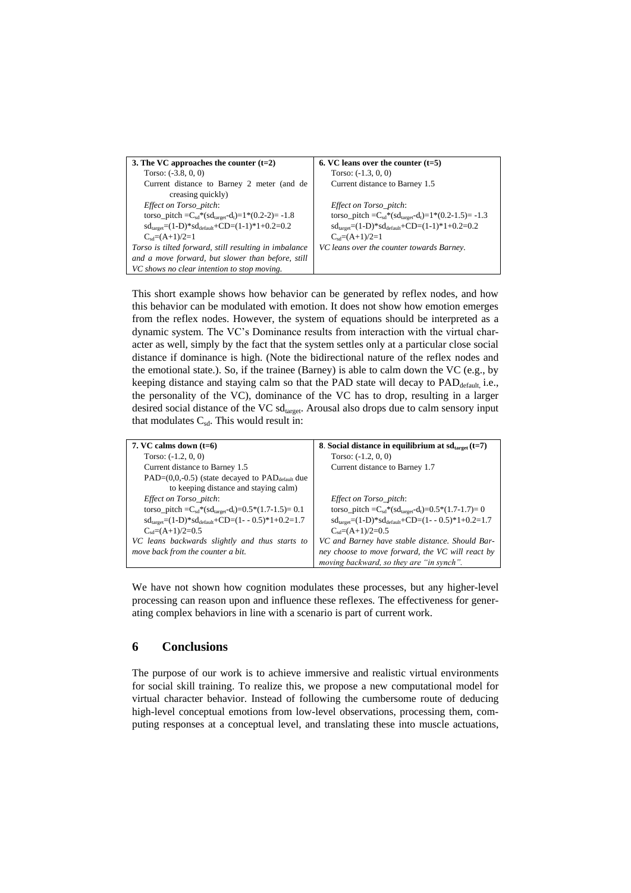| 3. The VC approaches the counter (t=2) | 6. VC leans over the counter (t=5) |
|---|---|
| Torso: (-3.8, 0, 0) | Torso: (-1.3, 0, 0) |
| Current distance to Barney 2 meter (and de creasing quickly) | Current distance to Barney 1.5 |
| *Effect on Torso_pitch*: | *Effect on Torso_pitch*: |
| torso_pitch $=C_{sd}*(sd_{target}-d_t)=1*(0.2-2)= -1.8$ | torso_pitch $=C_{sd}*(sd_{target}-d_t)=1*(0.2-1.5)= -1.3$ |
| $sd_{target}=(1-D)*sd_{default}+CD=(1-1)*1+0.2=0.2$ | $sd_{target}=(1-D)*sd_{default}+CD=(1-1)*1+0.2=0.2$ |
| $C_{sd}=(A+1)/2=1$ | $C_{sd}=(A+1)/2=1$ |
| *Torso is tilted forward, still resulting in imbalance and a move forward, but slower than before, still VC shows no clear intention to stop moving.* | *VC leans over the counter towards Barney.* |

This short example shows how behavior can be generated by reflex nodes, and how this behavior can be modulated with emotion. It does not show how emotion emerges from the reflex nodes. However, the system of equations should be interpreted as a dynamic system. The VC's Dominance results from interaction with the virtual character as well, simply by the fact that the system settles only at a particular close social distance if dominance is high. (Note the bidirectional nature of the reflex nodes and the emotional state.). So, if the trainee (Barney) is able to calm down the VC (e.g., by keeping distance and staying calm so that the PAD state will decay to $PAD_{default,}$ i.e., the personality of the VC), dominance of the VC has to drop, resulting in a larger desired social distance of the VC $sd_{target}$. Arousal also drops due to calm sensory input that modulates $C_{sd}$. This would result in:

| 7. VC calms down (t=6) | 8. Social distance in equilibrium at $sd_{target}$ (t=7) |
|---|---|
| Torso: (-1.2, 0, 0) | Torso: (-1.2, 0, 0) |
| Current distance to Barney 1.5 | Current distance to Barney 1.7 |
| PAD=(0,0,-0.5) (state decayed to $PAD_{default}$ due to keeping distance and staying calm) | |
| *Effect on Torso_pitch*: | *Effect on Torso_pitch*: |
| torso_pitch $=C_{sd}*(sd_{target}-d_t)=0.5*(1.7-1.5)= 0.1$ | torso_pitch $=C_{sd}*(sd_{target}-d_t)=0.5*(1.7-1.7)= 0$ |
| $sd_{target}=(1-D)*sd_{default}+CD=(1- - 0.5)*1+0.2=1.7$ | $sd_{target}=(1-D)*sd_{default}+CD=(1- - 0.5)*1+0.2=1.7$ |
| $C_{sd}=(A+1)/2=0.5$ | $C_{sd}=(A+1)/2=0.5$ |
| *VC leans backwards slightly and thus starts to move back from the counter a bit.* | *VC and Barney have stable distance. Should Barney choose to move forward, the VC will react by moving backward, so they are "in synch".* |

We have not shown how cognition modulates these processes, but any higher-level processing can reason upon and influence these reflexes. The effectiveness for generating complex behaviors in line with a scenario is part of current work.

## 6 Conclusions

The purpose of our work is to achieve immersive and realistic virtual environments for social skill training. To realize this, we propose a new computational model for virtual character behavior. Instead of following the cumbersome route of deducing high-level conceptual emotions from low-level observations, processing them, computing responses at a conceptual level, and translating these into muscle actuations,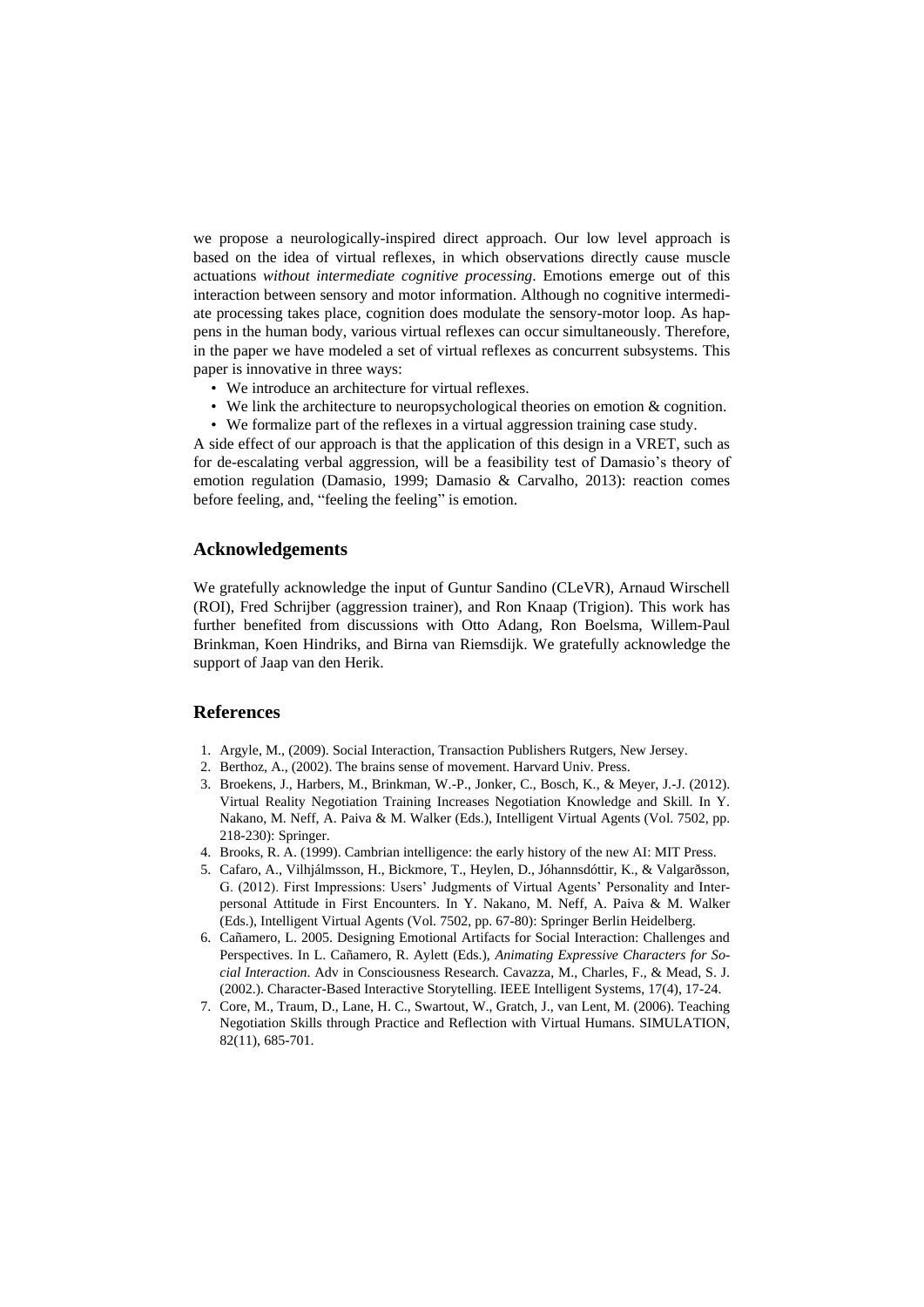we propose a neurologically-inspired direct approach. Our low level approach is based on the idea of virtual reflexes, in which observations directly cause muscle actuations *without intermediate cognitive processing*. Emotions emerge out of this interaction between sensory and motor information. Although no cognitive intermediate processing takes place, cognition does modulate the sensory-motor loop. As happens in the human body, various virtual reflexes can occur simultaneously. Therefore, in the paper we have modeled a set of virtual reflexes as concurrent subsystems. This paper is innovative in three ways:

- We introduce an architecture for virtual reflexes.
- We link the architecture to neuropsychological theories on emotion & cognition.
- We formalize part of the reflexes in a virtual aggression training case study.

A side effect of our approach is that the application of this design in a VRET, such as for de-escalating verbal aggression, will be a feasibility test of Damasio's theory of emotion regulation (Damasio, 1999; Damasio & Carvalho, 2013): reaction comes before feeling, and, "feeling the feeling" is emotion.

## Acknowledgements

We gratefully acknowledge the input of Guntur Sandino (CLeVR), Arnaud Wirschell (ROI), Fred Schrijber (aggression trainer), and Ron Knaap (Trigion). This work has further benefited from discussions with Otto Adang, Ron Boelsma, Willem-Paul Brinkman, Koen Hindriks, and Birna van Riemsdijk. We gratefully acknowledge the support of Jaap van den Herik.

## References

1. Argyle, M., (2009). Social Interaction, Transaction Publishers Rutgers, New Jersey.
2. Berthoz, A., (2002). The brains sense of movement. Harvard Univ. Press.
3. Broekens, J., Harbers, M., Brinkman, W.-P., Jonker, C., Bosch, K., & Meyer, J.-J. (2012). Virtual Reality Negotiation Training Increases Negotiation Knowledge and Skill. In Y. Nakano, M. Neff, A. Paiva & M. Walker (Eds.), Intelligent Virtual Agents (Vol. 7502, pp. 218-230): Springer.
4. Brooks, R. A. (1999). Cambrian intelligence: the early history of the new AI: MIT Press.
5. Cafaro, A., Vilhjálmsson, H., Bickmore, T., Heylen, D., Jóhannsdóttir, K., & Valgarðsson, G. (2012). First Impressions: Users' Judgments of Virtual Agents' Personality and Interpersonal Attitude in First Encounters. In Y. Nakano, M. Neff, A. Paiva & M. Walker (Eds.), Intelligent Virtual Agents (Vol. 7502, pp. 67-80): Springer Berlin Heidelberg.
6. Cañamero, L. 2005. Designing Emotional Artifacts for Social Interaction: Challenges and Perspectives. In L. Cañamero, R. Aylett (Eds.), *Animating Expressive Characters for Social Interaction*. Adv in Consciousness Research. Cavazza, M., Charles, F., & Mead, S. J. (2002.). Character-Based Interactive Storytelling. IEEE Intelligent Systems, 17(4), 17-24.
7. Core, M., Traum, D., Lane, H. C., Swartout, W., Gratch, J., van Lent, M. (2006). Teaching Negotiation Skills through Practice and Reflection with Virtual Humans. SIMULATION, 82(11), 685-701.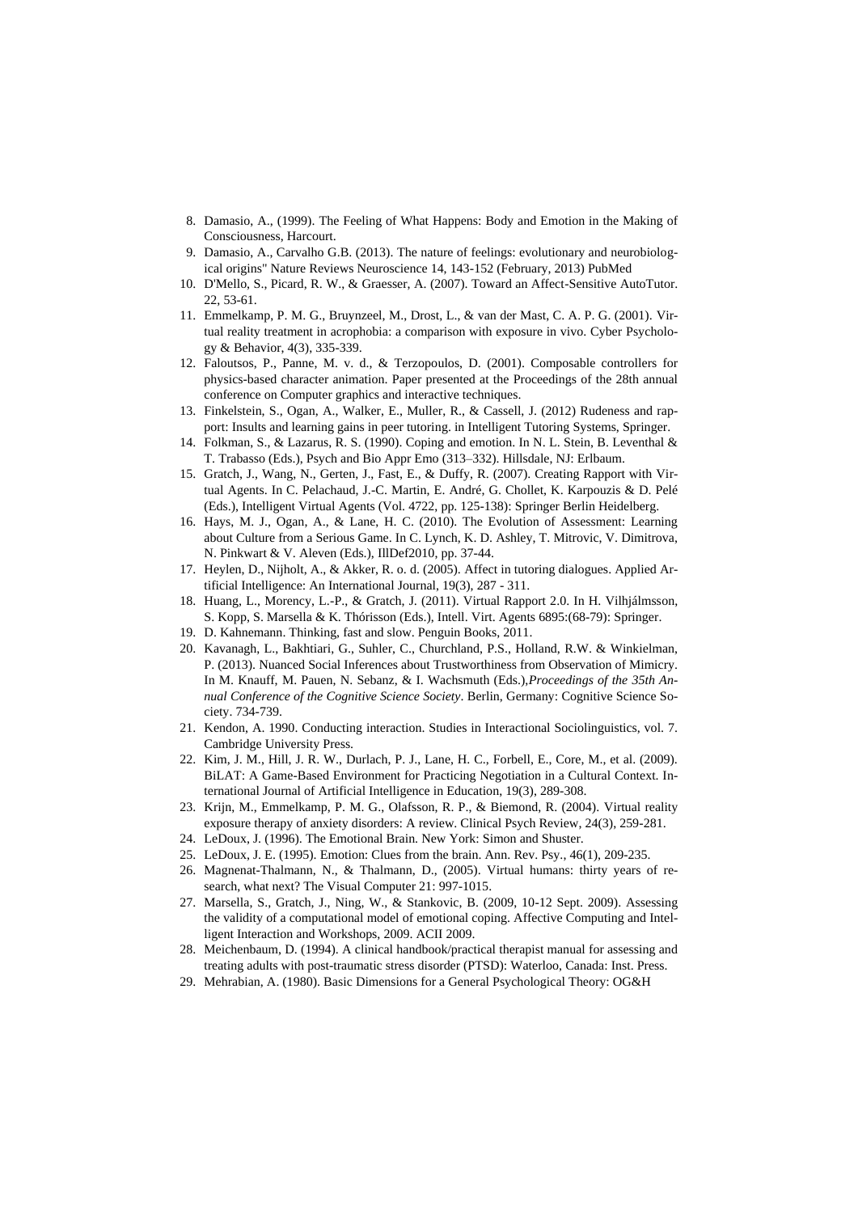8. Damasio, A., (1999). The Feeling of What Happens: Body and Emotion in the Making of Consciousness, Harcourt.
9. Damasio, A., Carvalho G.B. (2013). The nature of feelings: evolutionary and neurobiological origins" Nature Reviews Neuroscience 14, 143-152 (February, 2013) PubMed
10. D'Mello, S., Picard, R. W., & Graesser, A. (2007). Toward an Affect-Sensitive AutoTutor. 22, 53-61.
11. Emmelkamp, P. M. G., Bruynzeel, M., Drost, L., & van der Mast, C. A. P. G. (2001). Virtual reality treatment in acrophobia: a comparison with exposure in vivo. Cyber Psychology & Behavior, 4(3), 335-339.
12. Faloutsos, P., Panne, M. v. d., & Terzopoulos, D. (2001). Composable controllers for physics-based character animation. Paper presented at the Proceedings of the 28th annual conference on Computer graphics and interactive techniques.
13. Finkelstein, S., Ogan, A., Walker, E., Muller, R., & Cassell, J. (2012) Rudeness and rapport: Insults and learning gains in peer tutoring. in Intelligent Tutoring Systems, Springer.
14. Folkman, S., & Lazarus, R. S. (1990). Coping and emotion. In N. L. Stein, B. Leventhal & T. Trabasso (Eds.), Psych and Bio Appr Emo (313–332). Hillsdale, NJ: Erlbaum.
15. Gratch, J., Wang, N., Gerten, J., Fast, E., & Duffy, R. (2007). Creating Rapport with Virtual Agents. In C. Pelachaud, J.-C. Martin, E. André, G. Chollet, K. Karpouzis & D. Pelé (Eds.), Intelligent Virtual Agents (Vol. 4722, pp. 125-138): Springer Berlin Heidelberg.
16. Hays, M. J., Ogan, A., & Lane, H. C. (2010). The Evolution of Assessment: Learning about Culture from a Serious Game. In C. Lynch, K. D. Ashley, T. Mitrovic, V. Dimitrova, N. Pinkwart & V. Aleven (Eds.), IllDef2010, pp. 37-44.
17. Heylen, D., Nijholt, A., & Akker, R. o. d. (2005). Affect in tutoring dialogues. Applied Artificial Intelligence: An International Journal, 19(3), 287 - 311.
18. Huang, L., Morency, L.-P., & Gratch, J. (2011). Virtual Rapport 2.0. In H. Vilhjálmsson, S. Kopp, S. Marsella & K. Thórisson (Eds.), Intell. Virt. Agents 6895:(68-79): Springer.
19. D. Kahnemann. Thinking, fast and slow. Penguin Books, 2011.
20. Kavanagh, L., Bakhtiari, G., Suhler, C., Churchland, P.S., Holland, R.W. & Winkielman, P. (2013). Nuanced Social Inferences about Trustworthiness from Observation of Mimicry. In M. Knauff, M. Pauen, N. Sebanz, & I. Wachsmuth (Eds.),*Proceedings of the 35th Annual Conference of the Cognitive Science Society*. Berlin, Germany: Cognitive Science Society. 734-739.
21. Kendon, A. 1990. Conducting interaction. Studies in Interactional Sociolinguistics, vol. 7. Cambridge University Press.
22. Kim, J. M., Hill, J. R. W., Durlach, P. J., Lane, H. C., Forbell, E., Core, M., et al. (2009). BiLAT: A Game-Based Environment for Practicing Negotiation in a Cultural Context. International Journal of Artificial Intelligence in Education, 19(3), 289-308.
23. Krijn, M., Emmelkamp, P. M. G., Olafsson, R. P., & Biemond, R. (2004). Virtual reality exposure therapy of anxiety disorders: A review. Clinical Psych Review, 24(3), 259-281.
24. LeDoux, J. (1996). The Emotional Brain. New York: Simon and Shuster.
25. LeDoux, J. E. (1995). Emotion: Clues from the brain. Ann. Rev. Psy., 46(1), 209-235.
26. Magnenat-Thalmann, N., & Thalmann, D., (2005). Virtual humans: thirty years of research, what next? The Visual Computer 21: 997-1015.
27. Marsella, S., Gratch, J., Ning, W., & Stankovic, B. (2009, 10-12 Sept. 2009). Assessing the validity of a computational model of emotional coping. Affective Computing and Intelligent Interaction and Workshops, 2009. ACII 2009.
28. Meichenbaum, D. (1994). A clinical handbook/practical therapist manual for assessing and treating adults with post-traumatic stress disorder (PTSD): Waterloo, Canada: Inst. Press.
29. Mehrabian, A. (1980). Basic Dimensions for a General Psychological Theory: OG&H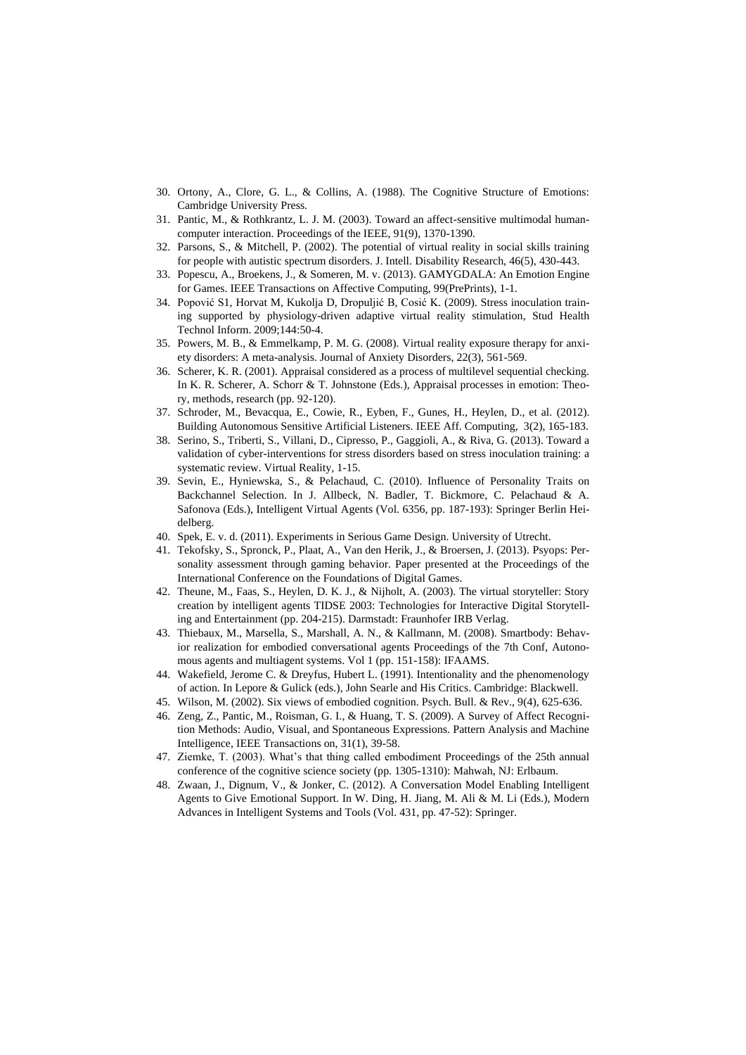30. Ortony, A., Clore, G. L., & Collins, A. (1988). The Cognitive Structure of Emotions: Cambridge University Press.
31. Pantic, M., & Rothkrantz, L. J. M. (2003). Toward an affect-sensitive multimodal human-computer interaction. Proceedings of the IEEE, 91(9), 1370-1390.
32. Parsons, S., & Mitchell, P. (2002). The potential of virtual reality in social skills training for people with autistic spectrum disorders. J. Intell. Disability Research, 46(5), 430-443.
33. Popescu, A., Broekens, J., & Someren, M. v. (2013). GAMYGDALA: An Emotion Engine for Games. IEEE Transactions on Affective Computing, 99(PrePrints), 1-1.
34. Popović S1, Horvat M, Kukolja D, Dropuljić B, Cosić K. (2009). Stress inoculation training supported by physiology-driven adaptive virtual reality stimulation, Stud Health Technol Inform. 2009;144:50-4.
35. Powers, M. B., & Emmelkamp, P. M. G. (2008). Virtual reality exposure therapy for anxiety disorders: A meta-analysis. Journal of Anxiety Disorders, 22(3), 561-569.
36. Scherer, K. R. (2001). Appraisal considered as a process of multilevel sequential checking. In K. R. Scherer, A. Schorr & T. Johnstone (Eds.), Appraisal processes in emotion: Theory, methods, research (pp. 92-120).
37. Schroder, M., Bevacqua, E., Cowie, R., Eyben, F., Gunes, H., Heylen, D., et al. (2012). Building Autonomous Sensitive Artificial Listeners. IEEE Aff. Computing, 3(2), 165-183.
38. Serino, S., Triberti, S., Villani, D., Cipresso, P., Gaggioli, A., & Riva, G. (2013). Toward a validation of cyber-interventions for stress disorders based on stress inoculation training: a systematic review. Virtual Reality, 1-15.
39. Sevin, E., Hyniewska, S., & Pelachaud, C. (2010). Influence of Personality Traits on Backchannel Selection. In J. Allbeck, N. Badler, T. Bickmore, C. Pelachaud & A. Safonova (Eds.), Intelligent Virtual Agents (Vol. 6356, pp. 187-193): Springer Berlin Heidelberg.
40. Spek, E. v. d. (2011). Experiments in Serious Game Design. University of Utrecht.
41. Tekofsky, S., Spronck, P., Plaat, A., Van den Herik, J., & Broersen, J. (2013). Psyops: Personality assessment through gaming behavior. Paper presented at the Proceedings of the International Conference on the Foundations of Digital Games.
42. Theune, M., Faas, S., Heylen, D. K. J., & Nijholt, A. (2003). The virtual storyteller: Story creation by intelligent agents TIDSE 2003: Technologies for Interactive Digital Storytelling and Entertainment (pp. 204-215). Darmstadt: Fraunhofer IRB Verlag.
43. Thiebaux, M., Marsella, S., Marshall, A. N., & Kallmann, M. (2008). Smartbody: Behavior realization for embodied conversational agents Proceedings of the 7th Conf, Autonomous agents and multiagent systems. Vol 1 (pp. 151-158): IFAAMS.
44. Wakefield, Jerome C. & Dreyfus, Hubert L. (1991). Intentionality and the phenomenology of action. In Lepore & Gulick (eds.), John Searle and His Critics. Cambridge: Blackwell.
45. Wilson, M. (2002). Six views of embodied cognition. Psych. Bull. & Rev., 9(4), 625-636.
46. Zeng, Z., Pantic, M., Roisman, G. I., & Huang, T. S. (2009). A Survey of Affect Recognition Methods: Audio, Visual, and Spontaneous Expressions. Pattern Analysis and Machine Intelligence, IEEE Transactions on, 31(1), 39-58.
47. Ziemke, T. (2003). What's that thing called embodiment Proceedings of the 25th annual conference of the cognitive science society (pp. 1305-1310): Mahwah, NJ: Erlbaum.
48. Zwaan, J., Dignum, V., & Jonker, C. (2012). A Conversation Model Enabling Intelligent Agents to Give Emotional Support. In W. Ding, H. Jiang, M. Ali & M. Li (Eds.), Modern Advances in Intelligent Systems and Tools (Vol. 431, pp. 47-52): Springer.